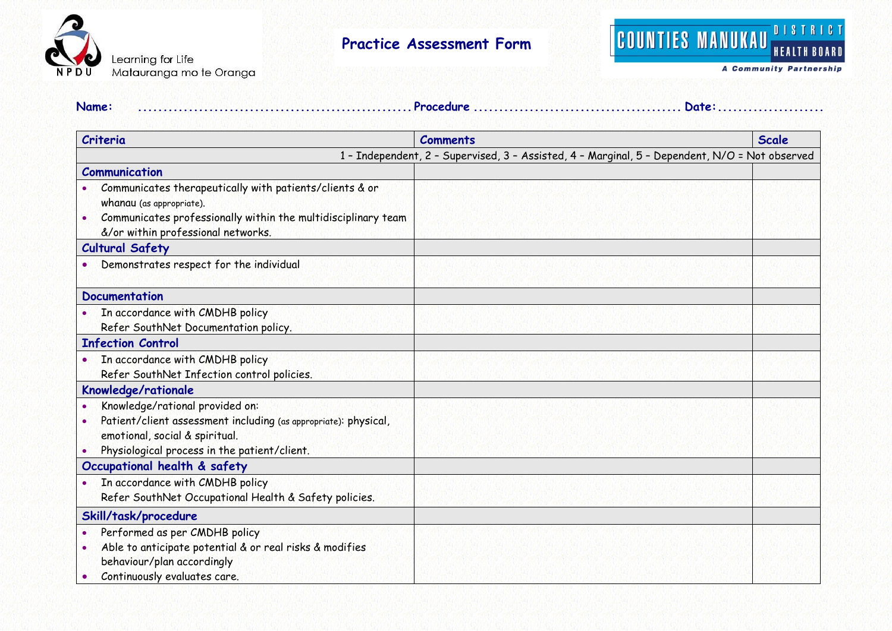Learning for Life
Matauranga mo te Oranga

NPDU

# Practice Assessment Form

COUNTIES MANUKAU DISTRICT HEALTH BOARD
A Community Partnership

**Name:** ...................................................... **Procedure** ........................................ **Date:**.....................

| Criteria | Comments | Scale |
|---|---|---|
| 1 – Independent, 2 – Supervised, 3 – Assisted, 4 – Marginal, 5 – Dependent, N/O = Not observed | | |
| **Communication** | | |
| • Communicates therapeutically with patients/clients & or whanau (as appropriate).<br>• Communicates professionally within the multidisciplinary team &/or within professional networks. | | |
| **Cultural Safety** | | |
| • Demonstrates respect for the individual | | |
| **Documentation** | | |
| • In accordance with CMDHB policy<br>Refer SouthNet Documentation policy. | | |
| **Infection Control** | | |
| • In accordance with CMDHB policy<br>Refer SouthNet Infection control policies. | | |
| **Knowledge/rationale** | | |
| • Knowledge/rational provided on:<br>• Patient/client assessment including (as appropriate): physical, emotional, social & spiritual.<br>• Physiological process in the patient/client. | | |
| **Occupational health & safety** | | |
| • In accordance with CMDHB policy<br>Refer SouthNet Occupational Health & Safety policies. | | |
| **Skill/task/procedure** | | |
| • Performed as per CMDHB policy<br>• Able to anticipate potential & or real risks & modifies behaviour/plan accordingly<br>• Continuously evaluates care. | | |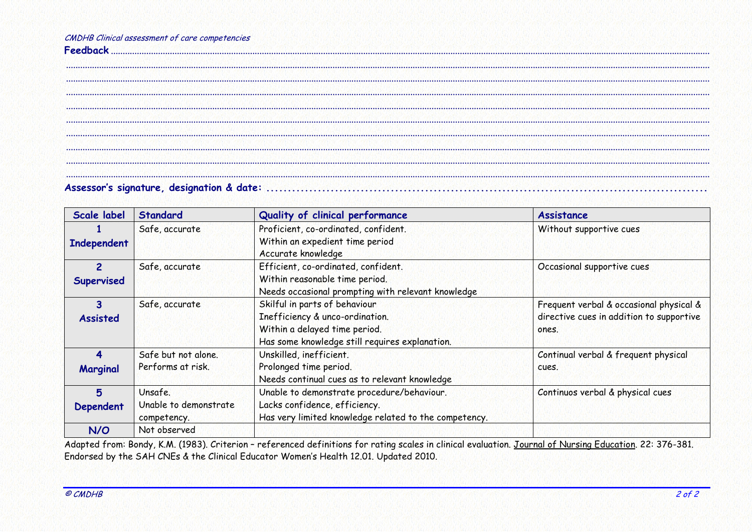**Feedback** ..................................................................................................................................................................................................................

..................................................................................................................................................................................................................................

..................................................................................................................................................................................................................................

..................................................................................................................................................................................................................................

..................................................................................................................................................................................................................................

..................................................................................................................................................................................................................................

..................................................................................................................................................................................................................................

..................................................................................................................................................................................................................................

..................................................................................................................................................................................................................................

**Assessor's signature, designation & date:** ..........................................................................................................

| Scale label | Standard | Quality of clinical performance | Assistance |
|---|---|---|---|
| **1 Independent** | Safe, accurate | Proficient, co-ordinated, confident. Within an expedient time period Accurate knowledge | Without supportive cues |
| **2 Supervised** | Safe, accurate | Efficient, co-ordinated, confident. Within reasonable time period. Needs occasional prompting with relevant knowledge | Occasional supportive cues |
| **3 Assisted** | Safe, accurate | Skilful in parts of behaviour Inefficiency & unco-ordination. Within a delayed time period. Has some knowledge still requires explanation. | Frequent verbal & occasional physical & directive cues in addition to supportive ones. |
| **4 Marginal** | Safe but not alone. Performs at risk. | Unskilled, inefficient. Prolonged time period. Needs continual cues as to relevant knowledge | Continual verbal & frequent physical cues. |
| **5 Dependent** | Unsafe. Unable to demonstrate competency. | Unable to demonstrate procedure/behaviour. Lacks confidence, efficiency. Has very limited knowledge related to the competency. | Continuos verbal & physical cues |
| **N/O** | Not observed | | |

Adapted from: Bondy, K.M. (1983). Criterion – referenced definitions for rating scales in clinical evaluation. Journal of Nursing Education. 22: 376-381. Endorsed by the SAH CNEs & the Clinical Educator Women's Health 12.01. Updated 2010.